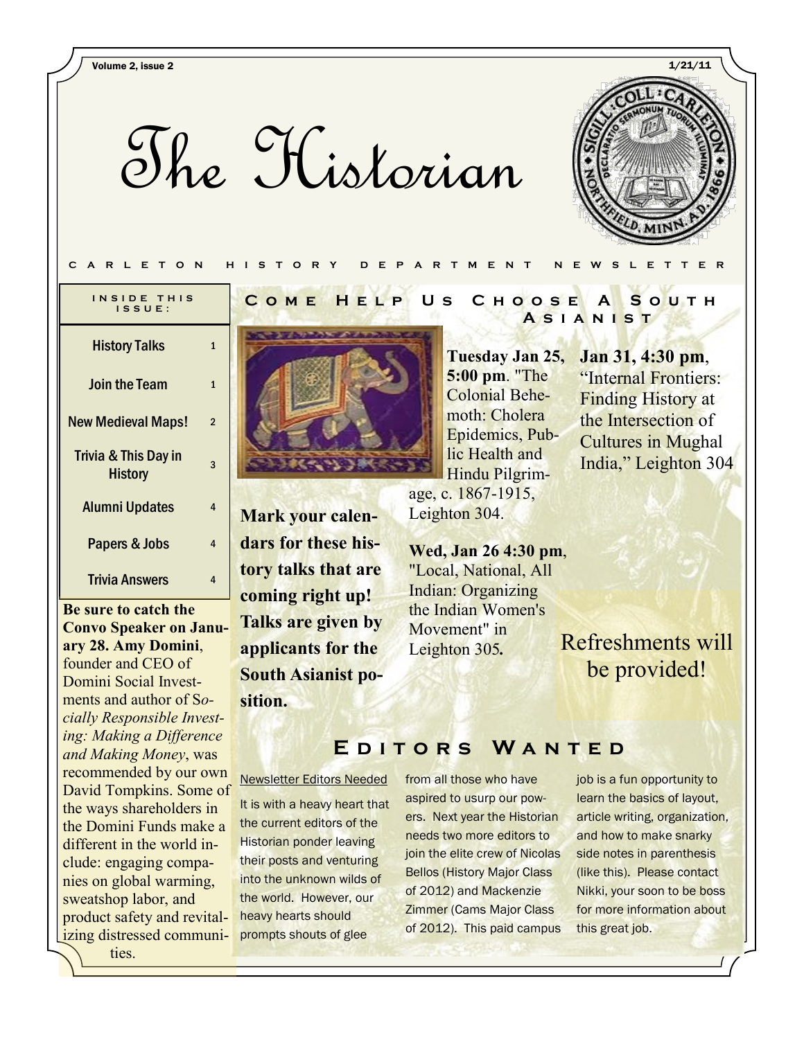# The Historian

CARLETON HISTORY DEPARTMENT NEWSLETTER

**INSIDE THIS ISSUE:**

| | |
|---|---|
| History Talks | 1 |
| Join the Team | 1 |
| New Medieval Maps! | 2 |
| Trivia & This Day in History | 3 |
| Alumni Updates | 4 |
| Papers & Jobs | 4 |
| Trivia Answers | 4 |

**Be sure to catch the Convo Speaker on January 28. Amy Domini**, founder and CEO of Domini Social Investments and author of *Socially Responsible Investing: Making a Difference and Making Money*, was recommended by our own David Tompkins. Some of the ways shareholders in the Domini Funds make a different in the world include: engaging companies on global warming, sweatshop labor, and product safety and revitalizing distressed communities.

## Come Help Us Choose A South Asianist

**Mark your calendars for these history talks that are coming right up! Talks are given by applicants for the South Asianist position.**

**Tuesday Jan 25, 5:00 pm**. "The Colonial Behemoth: Cholera Epidemics, Public Health and Hindu Pilgrimage, c. 1867-1915, Leighton 304.

**Wed, Jan 26 4:30 pm**, "Local, National, All Indian: Organizing the Indian Women's Movement" in Leighton 305**.**

**Jan 31, 4:30 pm**, "Internal Frontiers: Finding History at the Intersection of Cultures in Mughal India," Leighton 304

Refreshments will be provided!

## Editors Wanted

Newsletter Editors Needed

It is with a heavy heart that the current editors of the Historian ponder leaving their posts and venturing into the unknown wilds of the world. However, our heavy hearts should prompts shouts of glee from all those who have aspired to usurp our powers. Next year the Historian needs two more editors to join the elite crew of Nicolas Bellos (History Major Class of 2012) and Mackenzie Zimmer (Cams Major Class of 2012). This paid campus job is a fun opportunity to learn the basics of layout, article writing, organization, and how to make snarky side notes in parenthesis (like this). Please contact Nikki, your soon to be boss for more information about this great job.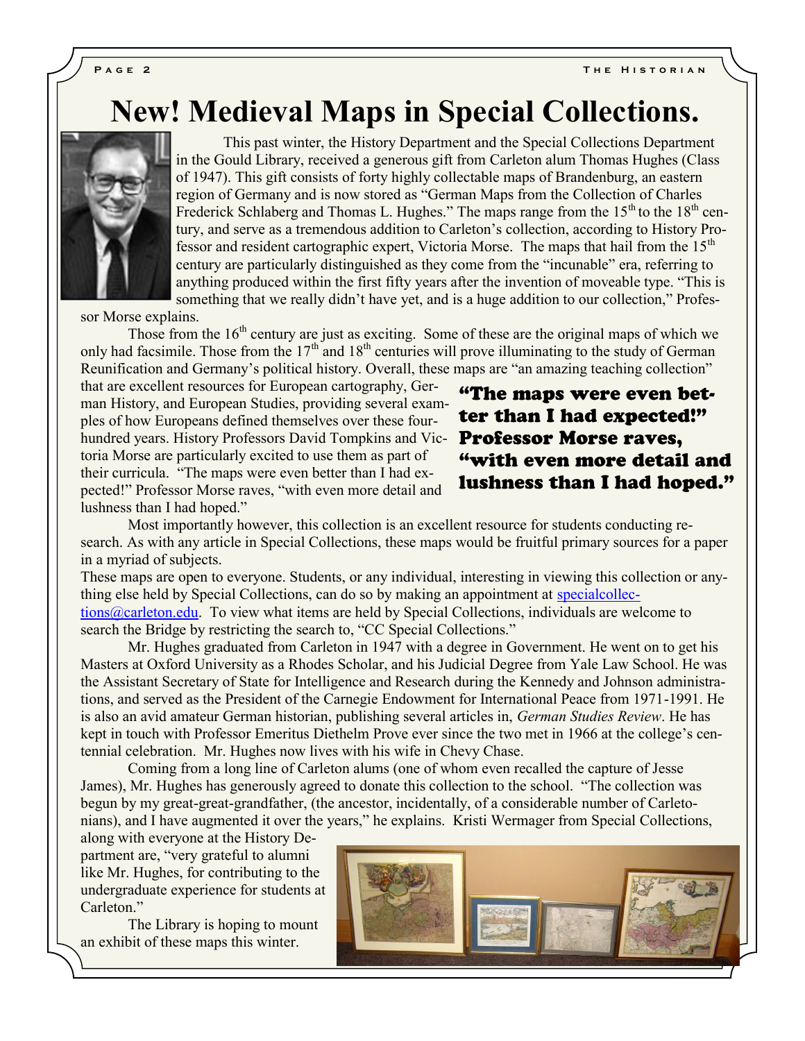# New! Medieval Maps in Special Collections.

This past winter, the History Department and the Special Collections Department in the Gould Library, received a generous gift from Carleton alum Thomas Hughes (Class of 1947). This gift consists of forty highly collectable maps of Brandenburg, an eastern region of Germany and is now stored as "German Maps from the Collection of Charles Frederick Schlaberg and Thomas L. Hughes." The maps range from the 15th to the 18th century, and serve as a tremendous addition to Carleton's collection, according to History Professor and resident cartographic expert, Victoria Morse. The maps that hail from the 15th century are particularly distinguished as they come from the "incunable" era, referring to anything produced within the first fifty years after the invention of moveable type. "This is something that we really didn't have yet, and is a huge addition to our collection," Professor Morse explains.

Those from the 16th century are just as exciting. Some of these are the original maps of which we only had facsimile. Those from the 17th and 18th centuries will prove illuminating to the study of German Reunification and Germany's political history. Overall, these maps are "an amazing teaching collection" that are excellent resources for European cartography, German History, and European Studies, providing several examples of how Europeans defined themselves over these four-hundred years. History Professors David Tompkins and Victoria Morse are particularly excited to use them as part of their curricula. "The maps were even better than I had expected!" Professor Morse raves, "with even more detail and lushness than I had hoped."

> **"The maps were even better than I had expected!" Professor Morse raves, "with even more detail and lushness than I had hoped."**

Most importantly however, this collection is an excellent resource for students conducting research. As with any article in Special Collections, these maps would be fruitful primary sources for a paper in a myriad of subjects.

These maps are open to everyone. Students, or any individual, interesting in viewing this collection or anything else held by Special Collections, can do so by making an appointment at specialcollections@carleton.edu. To view what items are held by Special Collections, individuals are welcome to search the Bridge by restricting the search to, "CC Special Collections."

Mr. Hughes graduated from Carleton in 1947 with a degree in Government. He went on to get his Masters at Oxford University as a Rhodes Scholar, and his Judicial Degree from Yale Law School. He was the Assistant Secretary of State for Intelligence and Research during the Kennedy and Johnson administrations, and served as the President of the Carnegie Endowment for International Peace from 1971-1991. He is also an avid amateur German historian, publishing several articles in, *German Studies Review*. He has kept in touch with Professor Emeritus Diethelm Prove ever since the two met in 1966 at the college's centennial celebration. Mr. Hughes now lives with his wife in Chevy Chase.

Coming from a long line of Carleton alums (one of whom even recalled the capture of Jesse James), Mr. Hughes has generously agreed to donate this collection to the school. "The collection was begun by my great-great-grandfather, (the ancestor, incidentally, of a considerable number of Carletonians), and I have augmented it over the years," he explains. Kristi Wermager from Special Collections, along with everyone at the History Department are, "very grateful to alumni like Mr. Hughes, for contributing to the undergraduate experience for students at Carleton."

The Library is hoping to mount an exhibit of these maps this winter.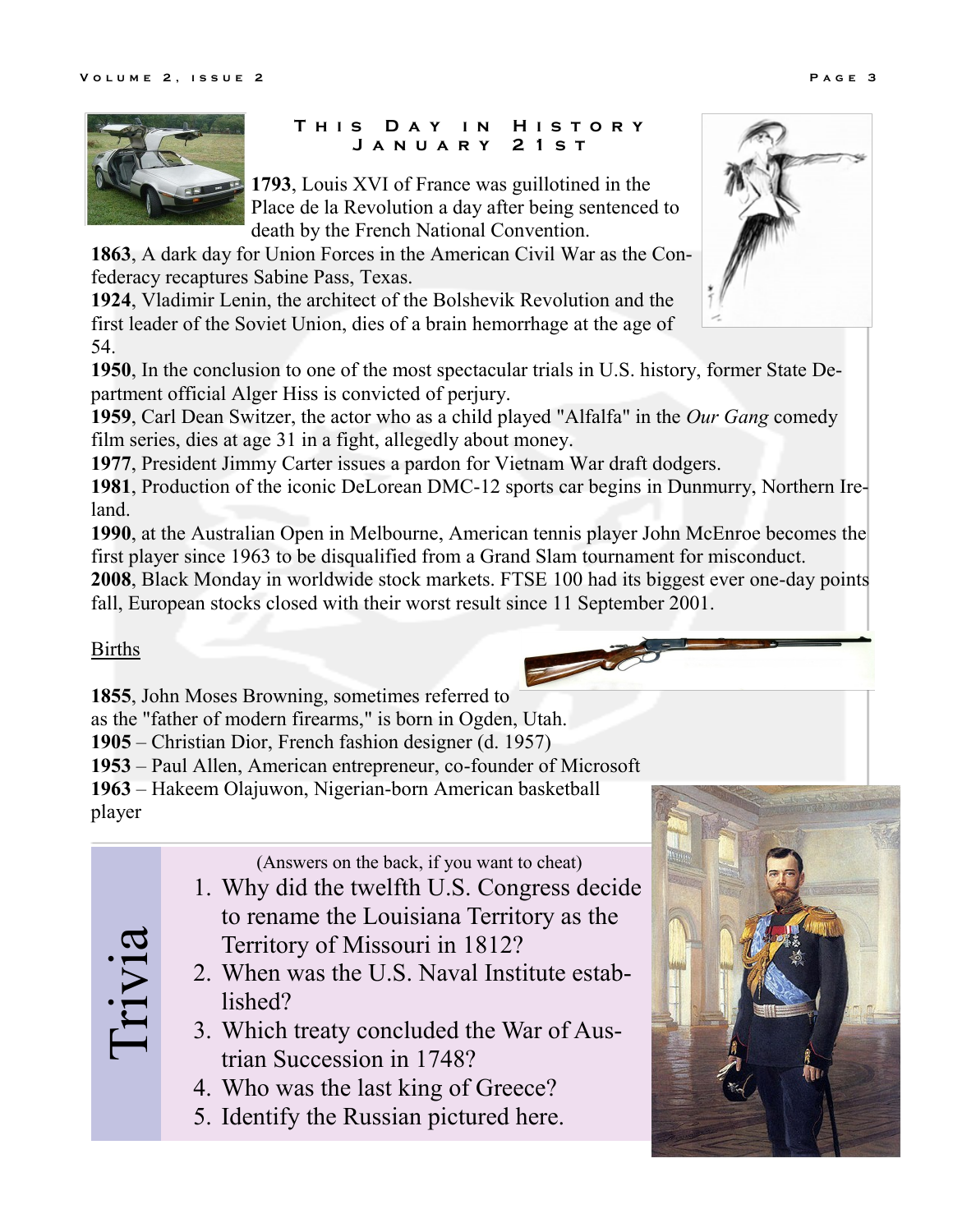## This Day in History
## January 21st

**1793**, Louis XVI of France was guillotined in the Place de la Revolution a day after being sentenced to death by the French National Convention.
**1863**, A dark day for Union Forces in the American Civil War as the Confederacy recaptures Sabine Pass, Texas.
**1924**, Vladimir Lenin, the architect of the Bolshevik Revolution and the first leader of the Soviet Union, dies of a brain hemorrhage at the age of 54.
**1950**, In the conclusion to one of the most spectacular trials in U.S. history, former State Department official Alger Hiss is convicted of perjury.
**1959**, Carl Dean Switzer, the actor who as a child played "Alfalfa" in the *Our Gang* comedy film series, dies at age 31 in a fight, allegedly about money.
**1977**, President Jimmy Carter issues a pardon for Vietnam War draft dodgers.
**1981**, Production of the iconic DeLorean DMC-12 sports car begins in Dunmurry, Northern Ireland.
**1990**, at the Australian Open in Melbourne, American tennis player John McEnroe becomes the first player since 1963 to be disqualified from a Grand Slam tournament for misconduct.
**2008**, Black Monday in worldwide stock markets. FTSE 100 had its biggest ever one-day points fall, European stocks closed with their worst result since 11 September 2001.

Births

**1855**, John Moses Browning, sometimes referred to as the "father of modern firearms," is born in Ogden, Utah.
**1905** – Christian Dior, French fashion designer (d. 1957)
**1953** – Paul Allen, American entrepreneur, co-founder of Microsoft
**1963** – Hakeem Olajuwon, Nigerian-born American basketball player

## Trivia

(Answers on the back, if you want to cheat)

1. Why did the twelfth U.S. Congress decide to rename the Louisiana Territory as the Territory of Missouri in 1812?
2. When was the U.S. Naval Institute established?
3. Which treaty concluded the War of Austrian Succession in 1748?
4. Who was the last king of Greece?
5. Identify the Russian pictured here.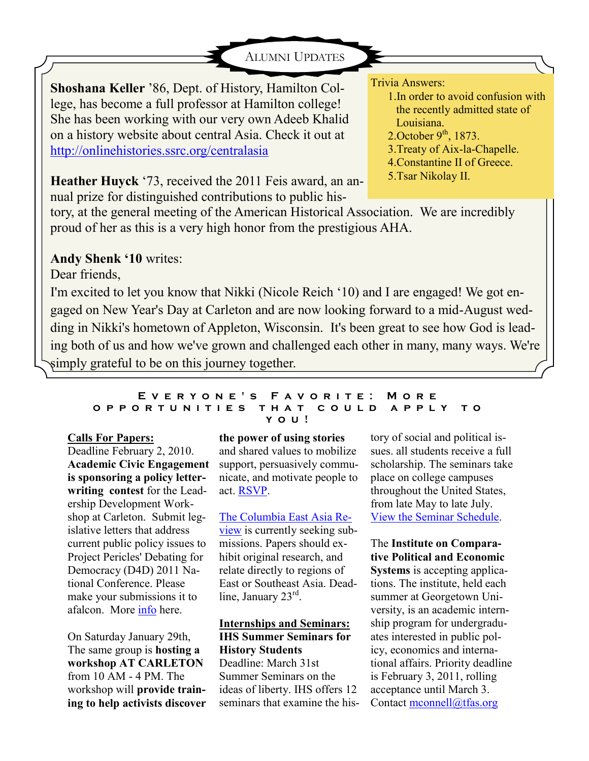## Alumni Updates

**Shoshana Keller** '86, Dept. of History, Hamilton College, has become a full professor at Hamilton college! She has been working with our very own Adeeb Khalid on a history website about central Asia. Check it out at http://onlinehistories.ssrc.org/centralasia

Trivia Answers:

1. In order to avoid confusion with the recently admitted state of Louisiana.
2. October 9th, 1873.
3. Treaty of Aix-la-Chapelle.
4. Constantine II of Greece.
5. Tsar Nikolay II.

**Heather Huyck** '73, received the 2011 Feis award, an annual prize for distinguished contributions to public history, at the general meeting of the American Historical Association. We are incredibly proud of her as this is a very high honor from the prestigious AHA.

**Andy Shenk '10** writes:

Dear friends,

I'm excited to let you know that Nikki (Nicole Reich '10) and I are engaged! We got engaged on New Year's Day at Carleton and are now looking forward to a mid-August wedding in Nikki's hometown of Appleton, Wisconsin. It's been great to see how God is leading both of us and how we've grown and challenged each other in many, many ways. We're simply grateful to be on this journey together.

## Everyone's Favorite: More opportunities that could apply to you!

**Calls For Papers:**

Deadline February 2, 2010. **Academic Civic Engagement is sponsoring a policy letter-writing contest** for the Leadership Development Workshop at Carleton. Submit legislative letters that address current public policy issues to Project Pericles' Debating for Democracy (D4D) 2011 National Conference. Please make your submissions it to afalcon. More info here.

On Saturday January 29th, The same group is **hosting a workshop AT CARLETON** from 10 AM - 4 PM. The workshop will **provide training to help activists discover the power of using stories** and shared values to mobilize support, persuasively communicate, and motivate people to act. RSVP.

The Columbia East Asia Review is currently seeking submissions. Papers should exhibit original research, and relate directly to regions of East or Southeast Asia. Deadline, January 23rd.

**Internships and Seminars:**

**IHS Summer Seminars for History Students**

Deadline: March 31st

Summer Seminars on the ideas of liberty. IHS offers 12 seminars that examine the history of social and political issues. all students receive a full scholarship. The seminars take place on college campuses throughout the United States, from late May to late July. View the Seminar Schedule.

The **Institute on Comparative Political and Economic Systems** is accepting applications. The institute, held each summer at Georgetown University, is an academic internship program for undergraduates interested in public policy, economics and international affairs. Priority deadline is February 3, 2011, rolling acceptance until March 3. Contact mconnell@tfas.org